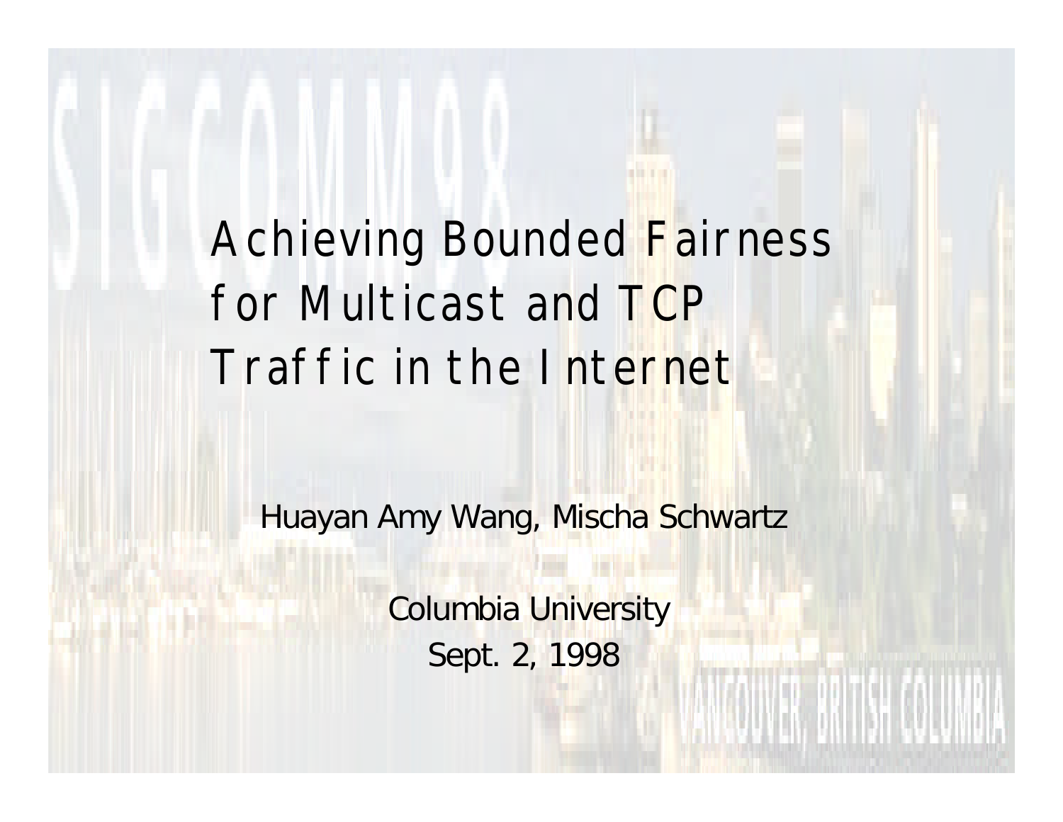# Achieving Bounded Fairness for Multicast and TCP Traffic in the Internet

Huayan Amy Wang, Mischa Schwartz

Columbia University

Sept. 2, 1998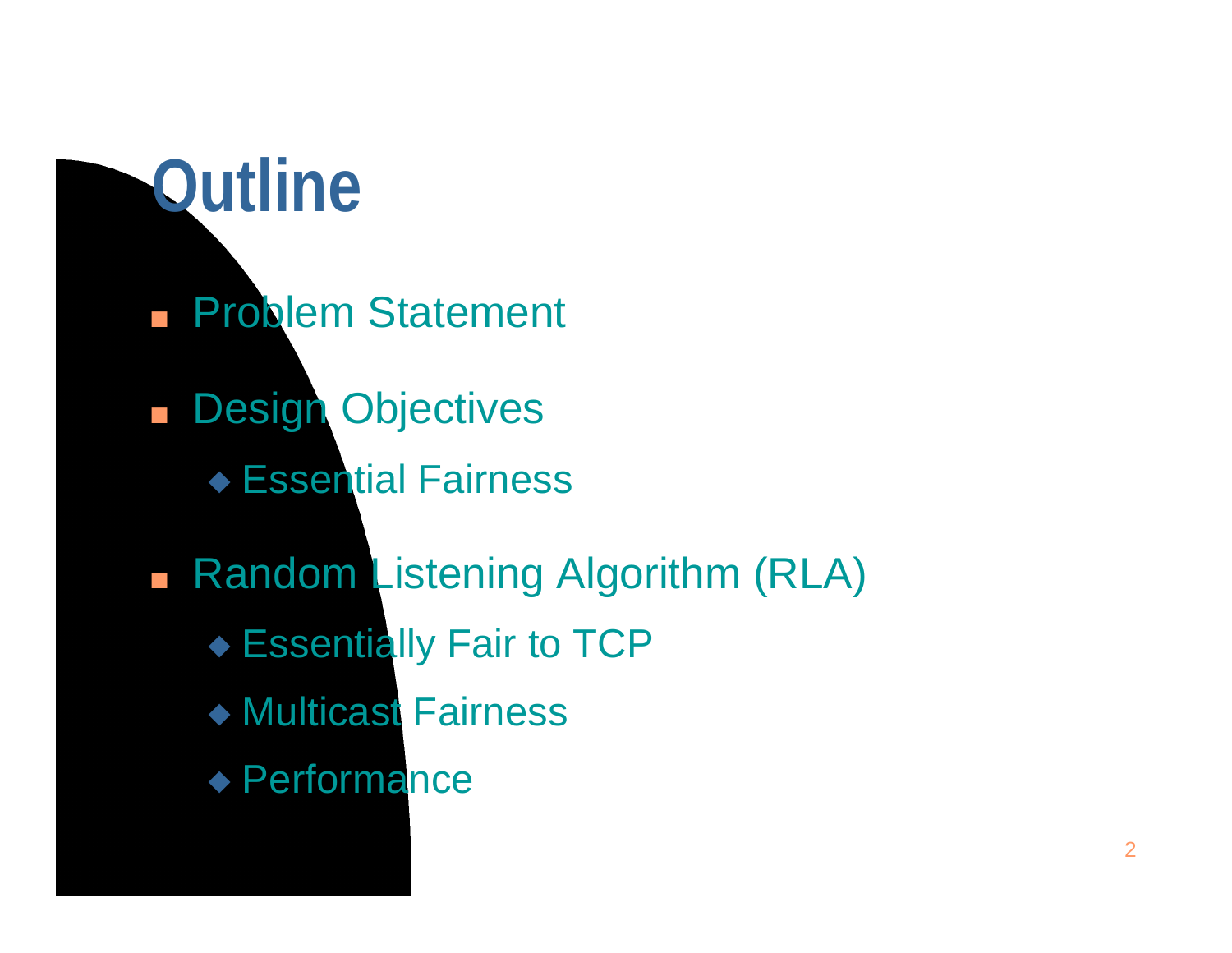# Outline

- Problem Statement
- Design Objectives
  - Essential Fairness
- Random Listening Algorithm (RLA)
  - Essentially Fair to TCP
  - Multicast Fairness
  - Performance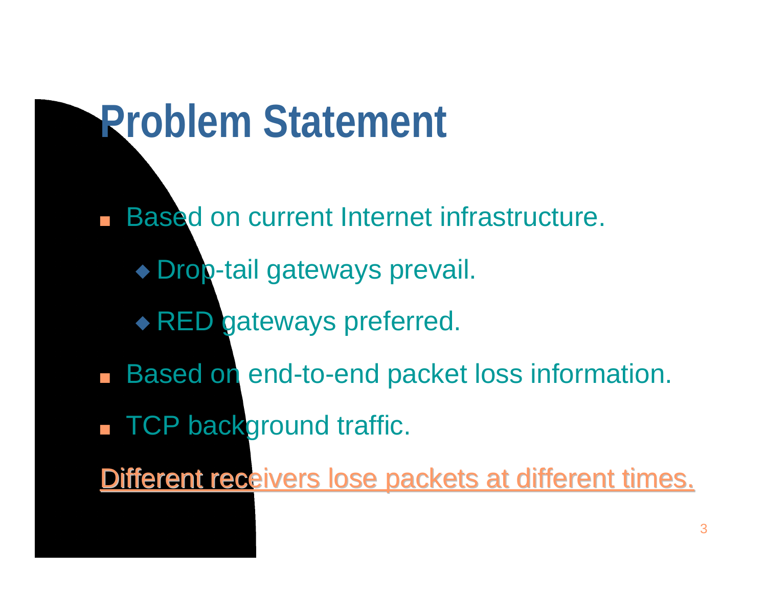# Problem Statement

- Based on current Internet infrastructure.
  - Drop-tail gateways prevail.
  - RED gateways preferred.
- Based on end-to-end packet loss information.
- TCP background traffic.

Different receivers lose packets at different times.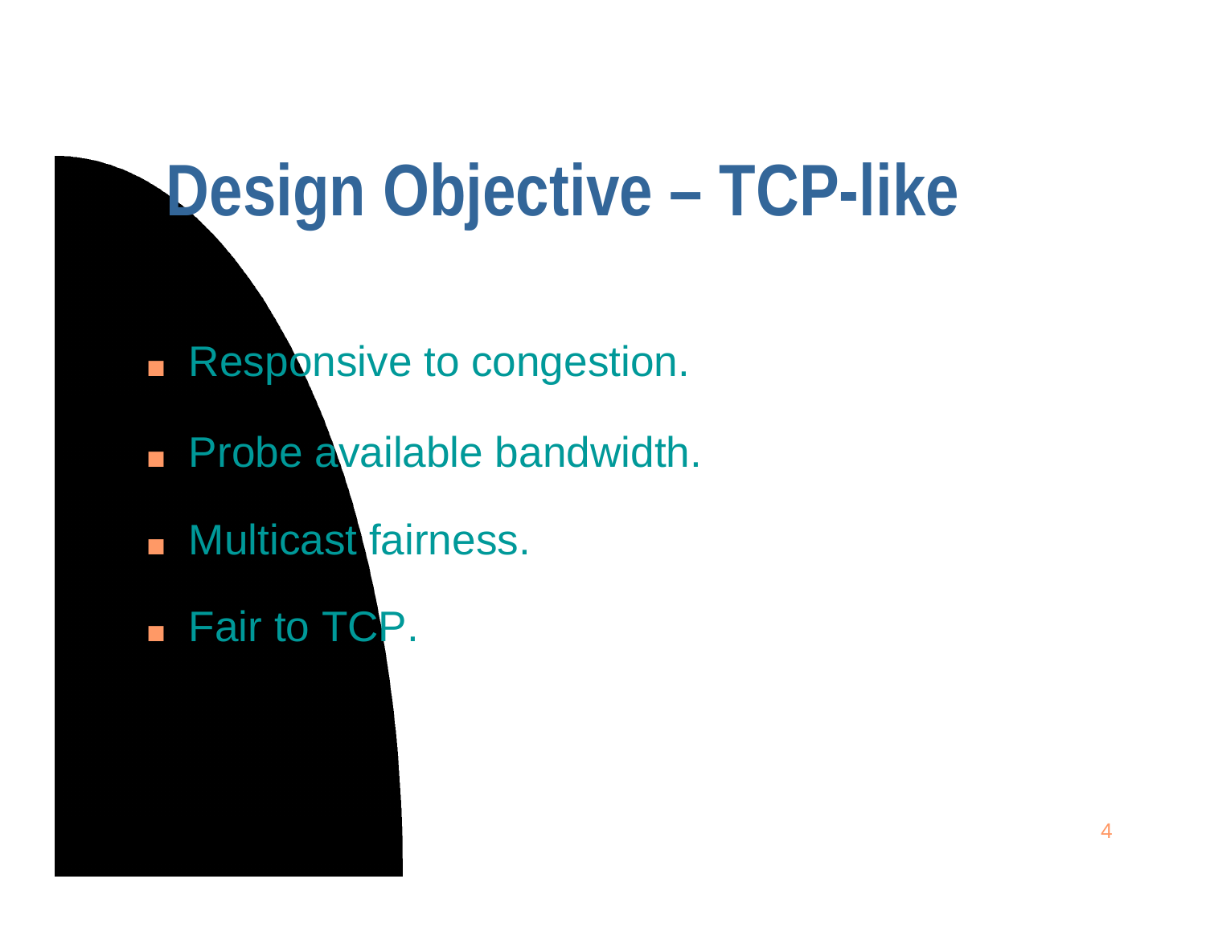# Design Objective – TCP-like

- Responsive to congestion.
- Probe available bandwidth.
- Multicast fairness.
- Fair to TCP.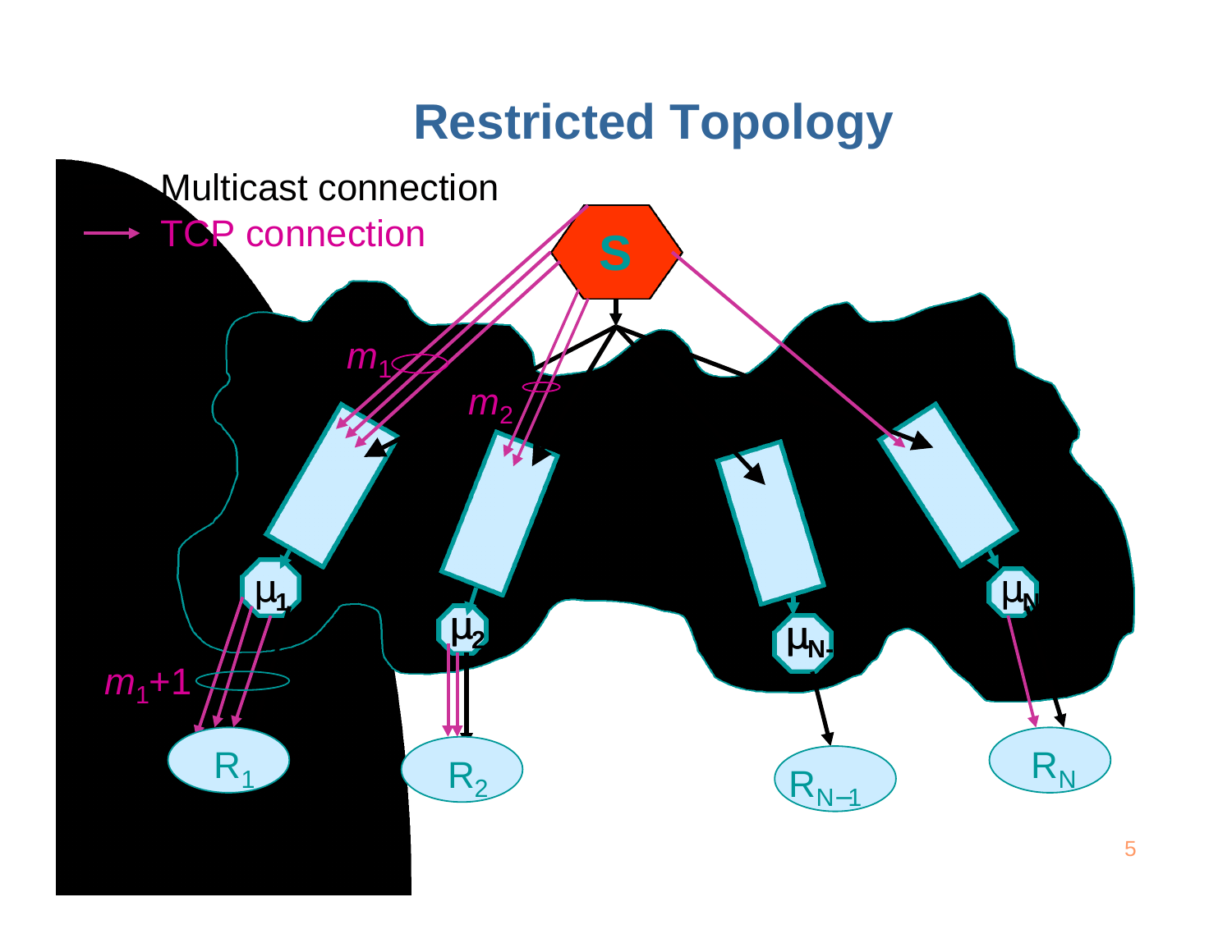# Restricted Topology

Multicast connection

TCP connection

S

$m_1$

$m_2$

$\mu_1$

$\mu_2$

$\mu_{N-1}$

$\mu_N$

$m_1+1$

$R_1$

$R_2$

$R_{N-1}$

$R_N$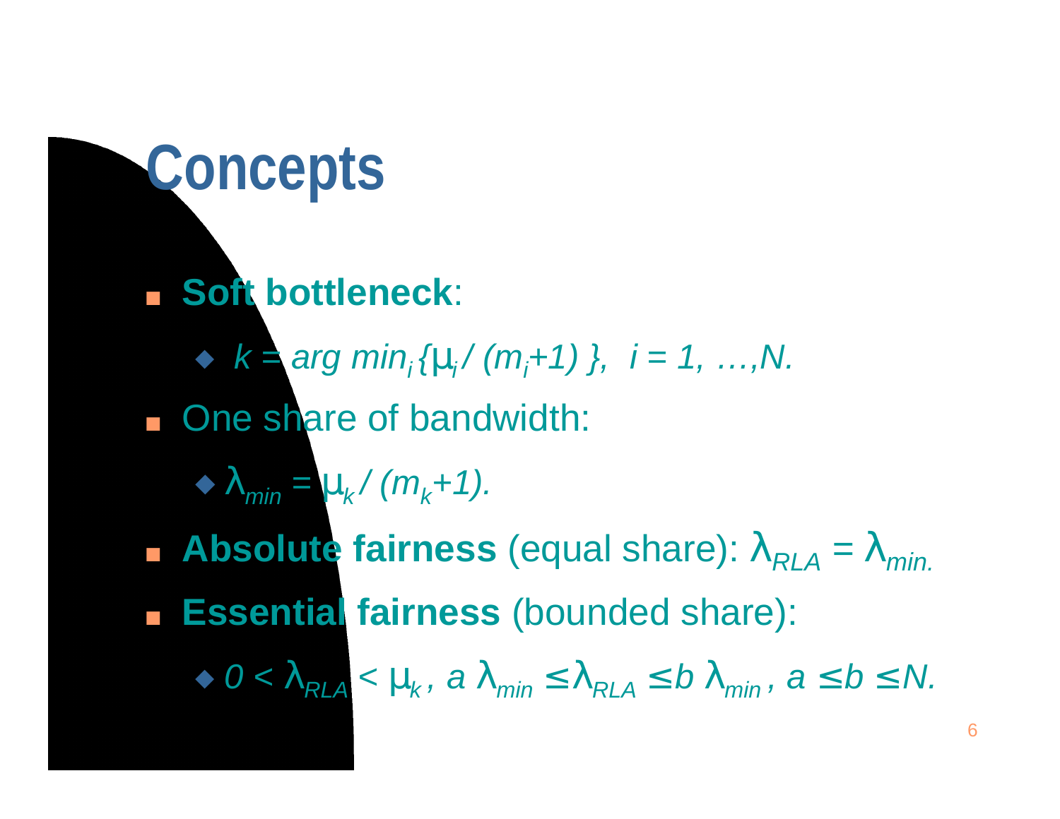# Concepts

- **Soft bottleneck**:
  - $k = \arg\min_i \{\mu_i / (m_i+1)\}, \; i = 1, \ldots, N.$
- One share of bandwidth:
  - $\lambda_{min} = \mu_k / (m_k+1).$
- **Absolute fairness** (equal share): $\lambda_{RLA} = \lambda_{min}.$
- **Essential fairness** (bounded share):
  - $0 < \lambda_{RLA} < \mu_k, \; a\,\lambda_{min} \leq \lambda_{RLA} \leq b\,\lambda_{min}, \; a \leq b \leq N.$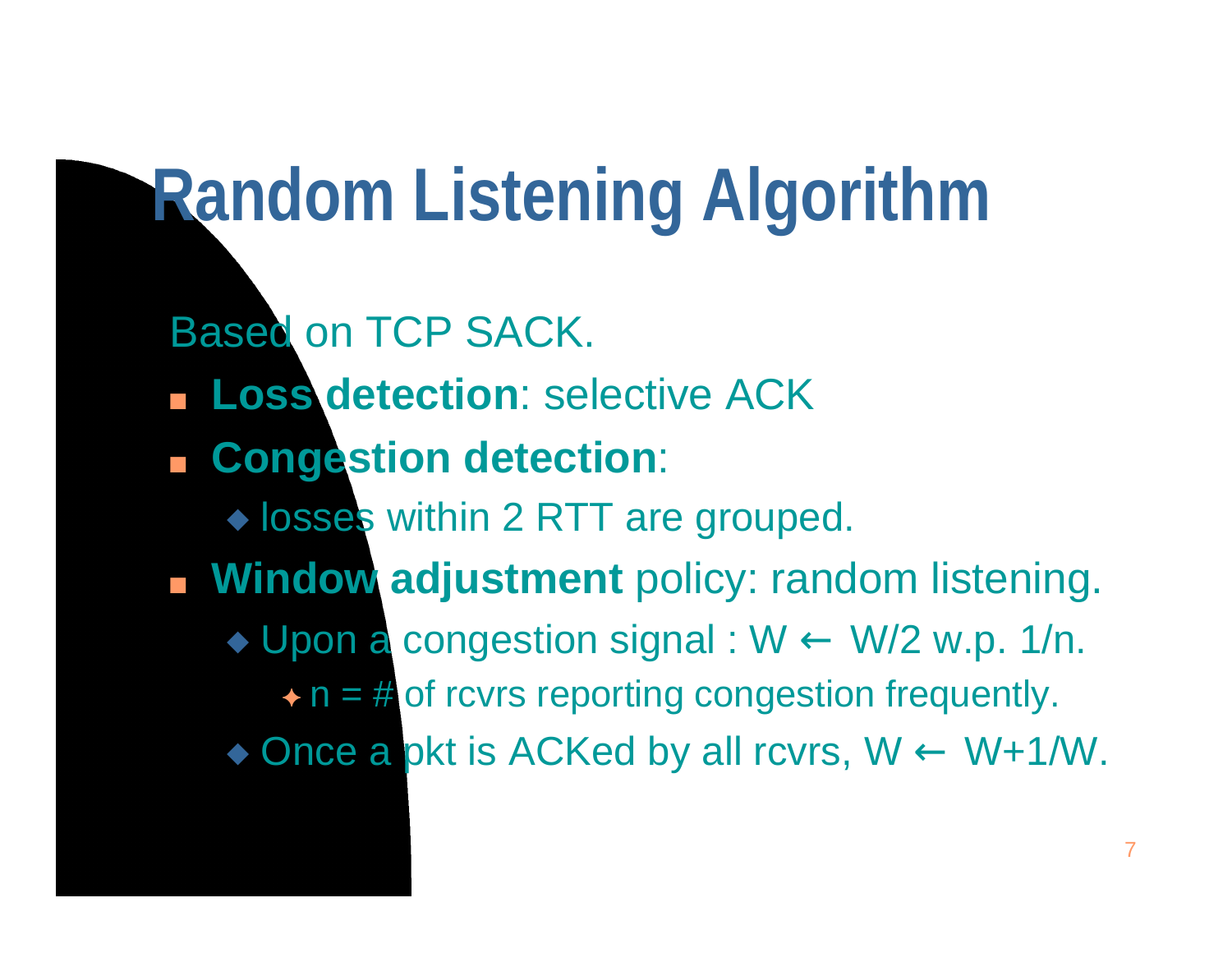# Random Listening Algorithm

Based on TCP SACK.

- **Loss detection**: selective ACK
- **Congestion detection**:
  - losses within 2 RTT are grouped.
- **Window adjustment** policy: random listening.
  - Upon a congestion signal : $W \leftarrow W/2$ w.p. $1/n$.
    - $n$ = # of rcvrs reporting congestion frequently.
  - Once a pkt is ACKed by all rcvrs, $W \leftarrow W+1/W$.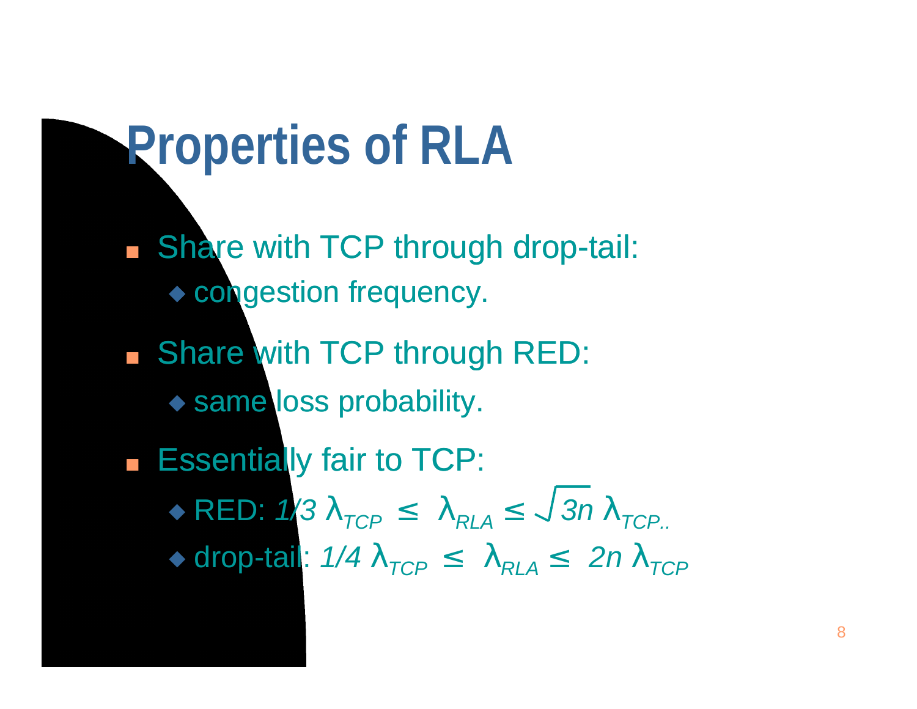# Properties of RLA

- Share with TCP through drop-tail:
  - congestion frequency.
- Share with TCP through RED:
  - same loss probability.
- Essentially fair to TCP:
  - RED: $1/3\ \lambda_{TCP} \leq \lambda_{RLA} \leq \sqrt{3n}\ \lambda_{TCP}$..
  - drop-tail: $1/4\ \lambda_{TCP} \leq \lambda_{RLA} \leq 2n\ \lambda_{TCP}$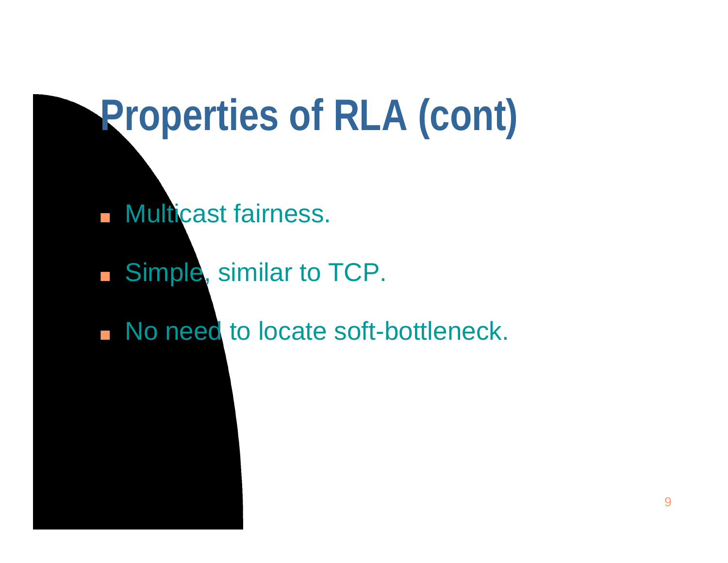# Properties of RLA (cont)

- Multicast fairness.
- Simple, similar to TCP.
- No need to locate soft-bottleneck.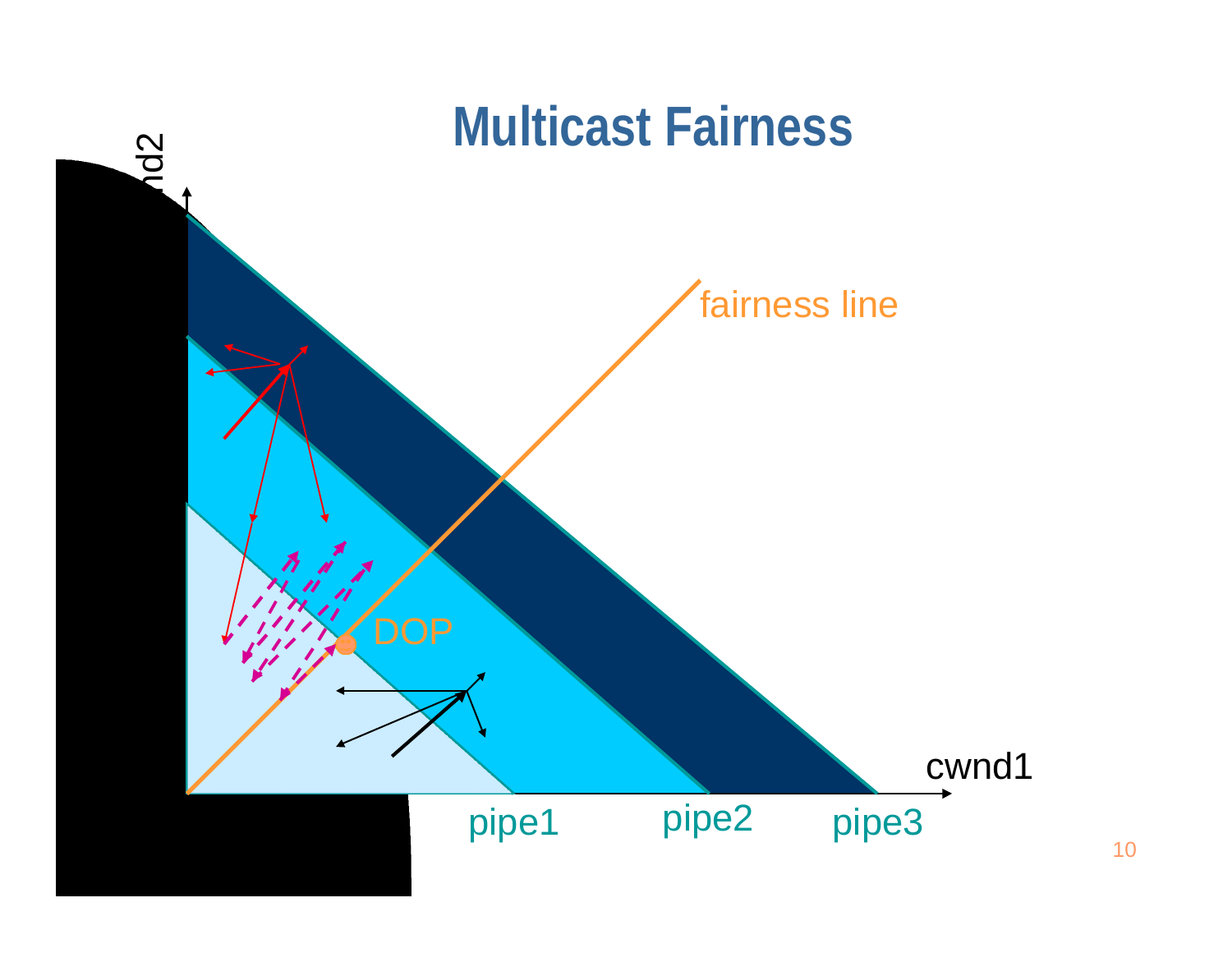# Multicast Fairness

cwnd2

fairness line

DOP

cwnd1

pipe1 pipe2 pipe3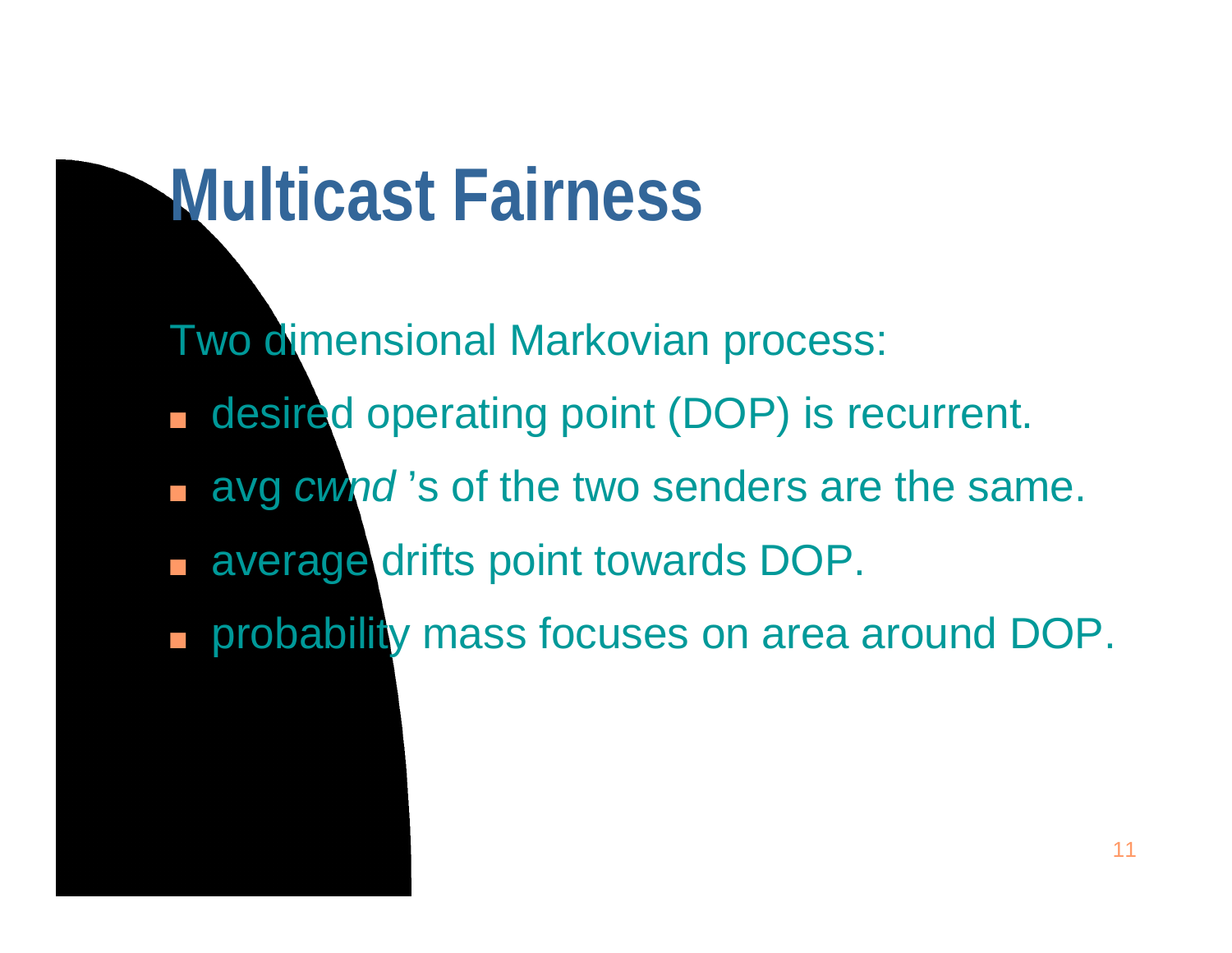# Multicast Fairness

Two dimensional Markovian process:

- desired operating point (DOP) is recurrent.
- avg *cwnd* 's of the two senders are the same.
- average drifts point towards DOP.
- probability mass focuses on area around DOP.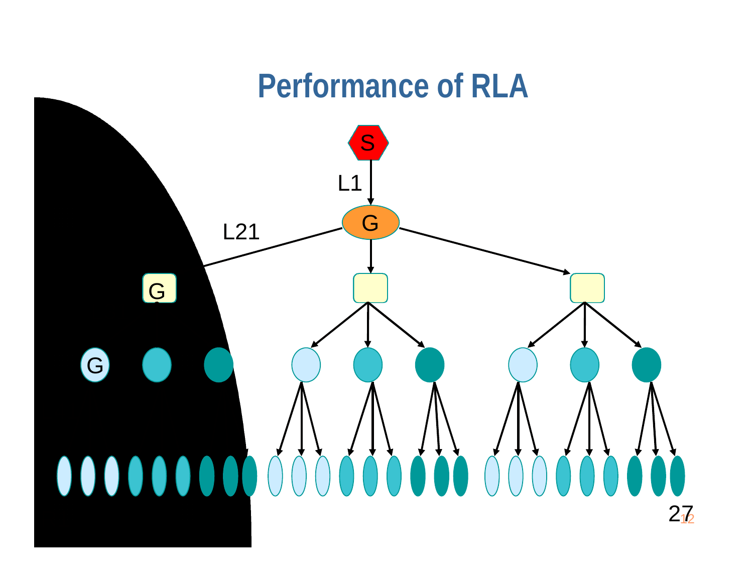# Performance of RLA

S

L1

G

L21

G

G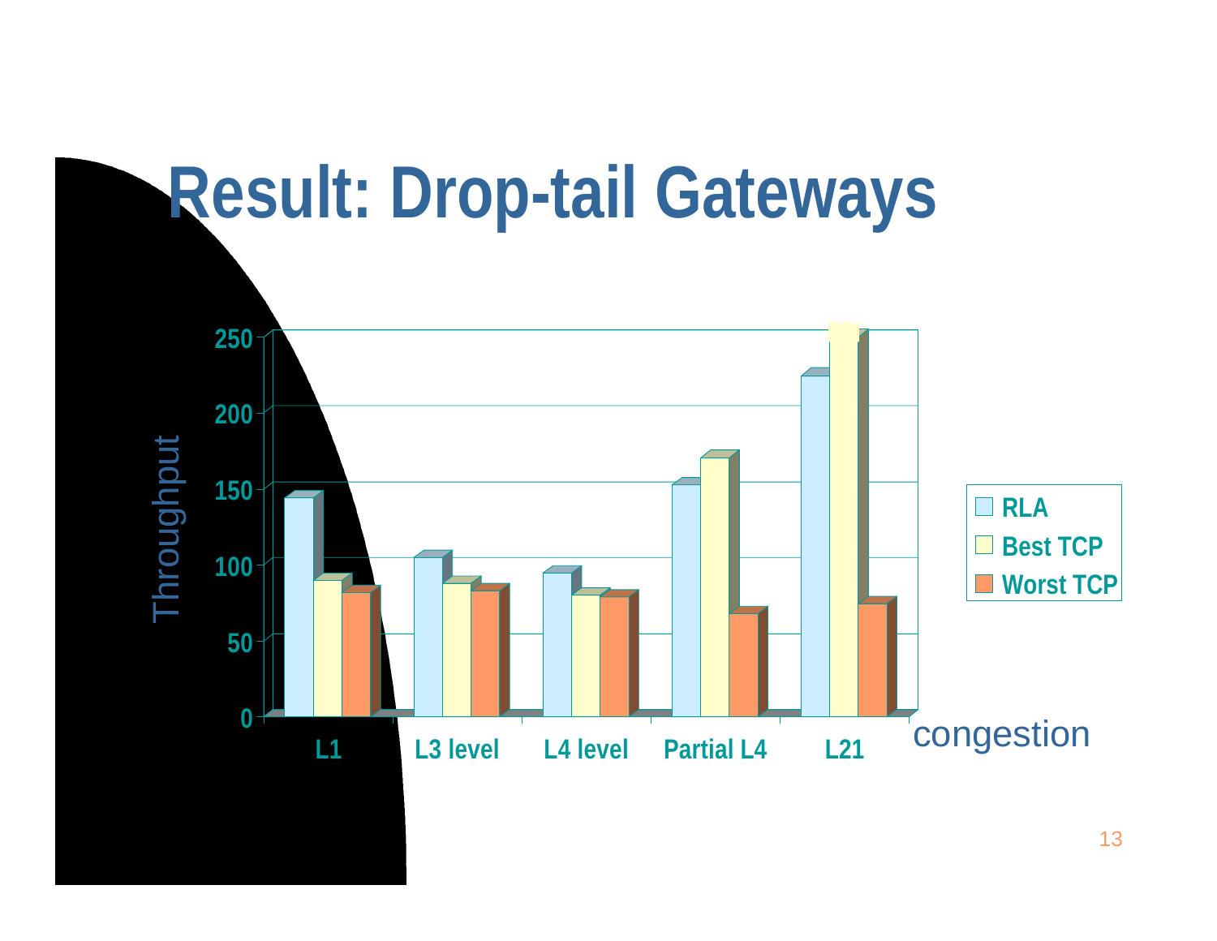# Result: Drop-tail Gateways

Throughput

| | RLA | Best TCP | Worst TCP |
|---|---|---|---|
| L1 | | | |
| L3 level | | | |
| L4 level | | | |
| Partial L4 | | | |
| L21 | | | |

congestion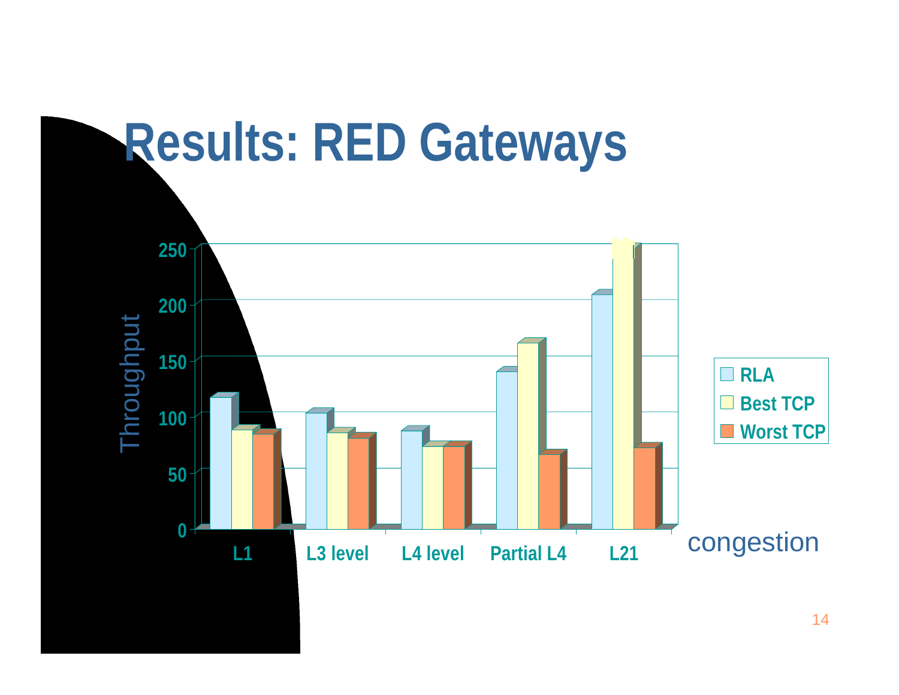# Results: RED Gateways

Throughput

| | RLA | Best TCP | Worst TCP |
|---|---|---|---|
| L1 | 117 | 88 | 84 |
| L3 level | 103 | 85 | 81 |
| L4 level | 87 | 73 | 73 |
| Partial L4 | 140 | 166 | 66 |
| L21 | 209 | 255 | 72 |

congestion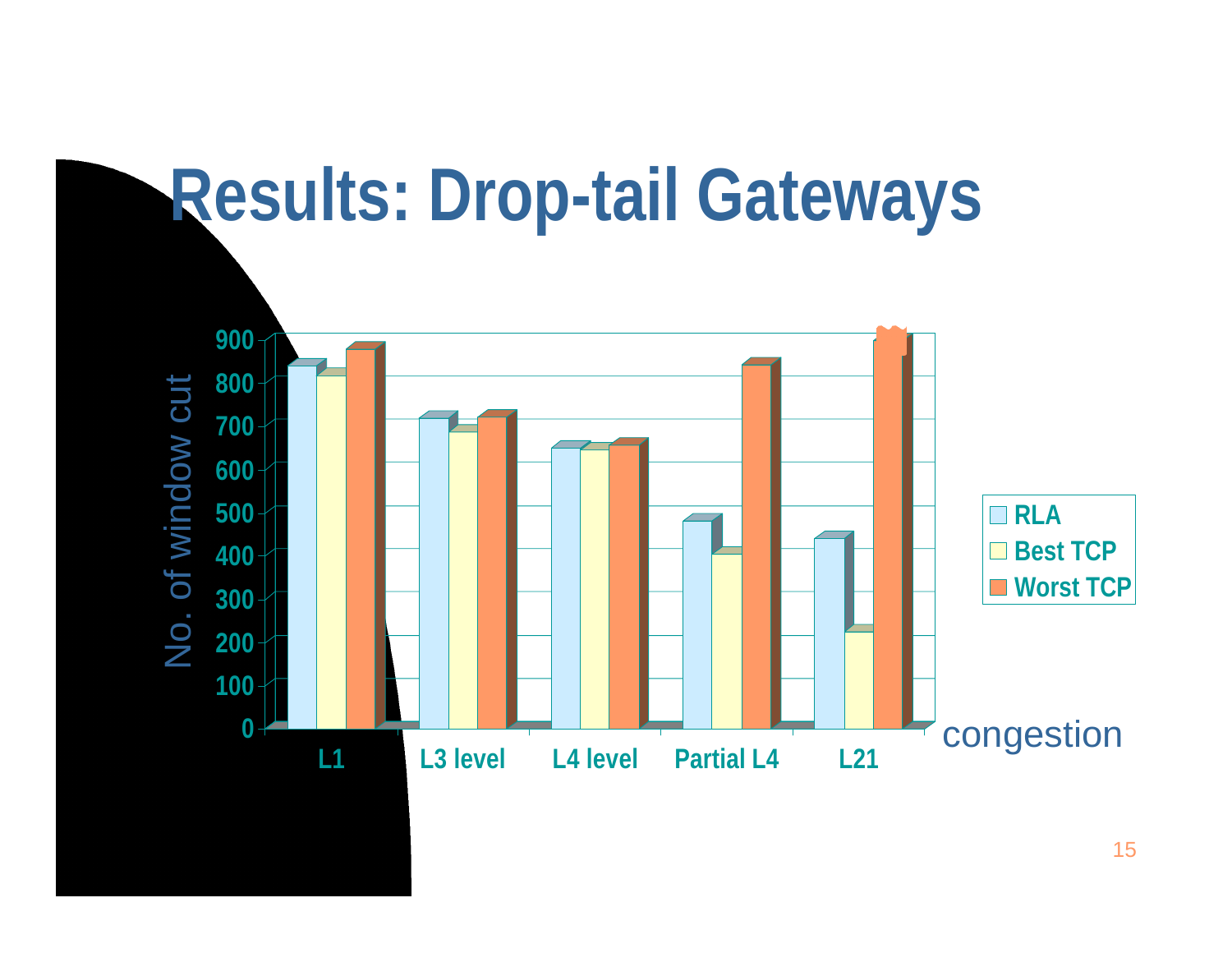# Results: Drop-tail Gateways

No. of window cut

| congestion | RLA | Best TCP | Worst TCP |
| --- | --- | --- | --- |
| L1 | 835 | 810 | 875 |
| L3 level | 715 | 680 | 715 |
| L4 level | 645 | 640 | 650 |
| Partial L4 | 475 | 400 | 835 |
| L21 | 435 | 220 | 895 |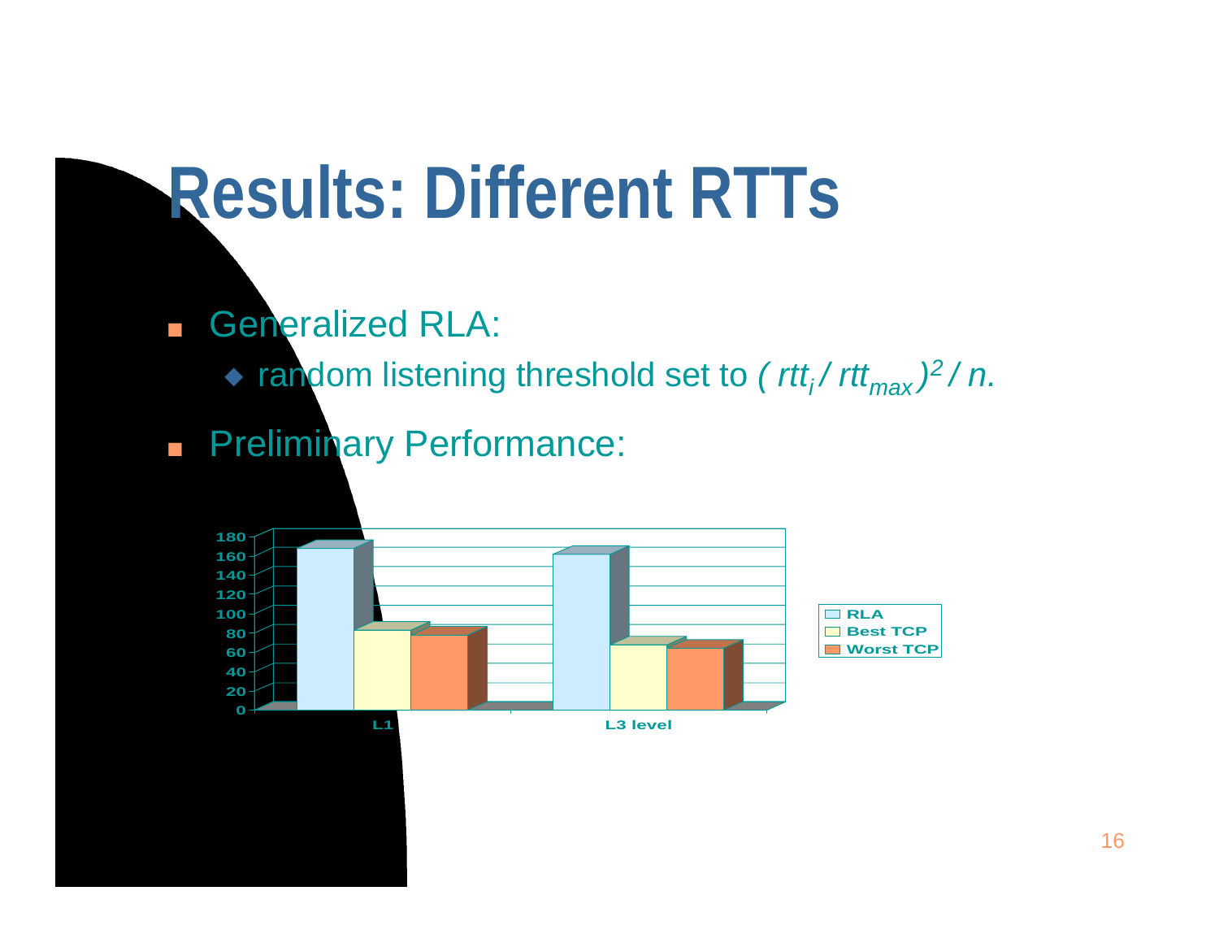# Results: Different RTTs

- Generalized RLA:
  - random listening threshold set to $( rtt_i / rtt_{max})^2 / n.$
- Preliminary Performance:

| | RLA | Best TCP | Worst TCP |
|---|---|---|---|
| L1 | ~165 | ~80 | ~75 |
| L3 level | ~160 | ~65 | ~62 |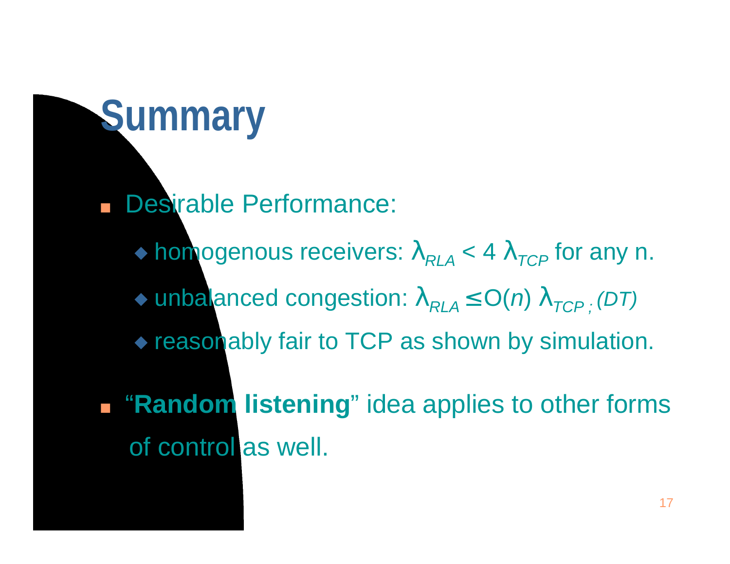# Summary

- Desirable Performance:
  - homogenous receivers: $\lambda_{RLA} < 4\ \lambda_{TCP}$ for any n.
  - unbalanced congestion: $\lambda_{RLA} \leq O(n)\ \lambda_{TCP}$ *; (DT)*
  - reasonably fair to TCP as shown by simulation.
- "**Random listening**" idea applies to other forms of control as well.